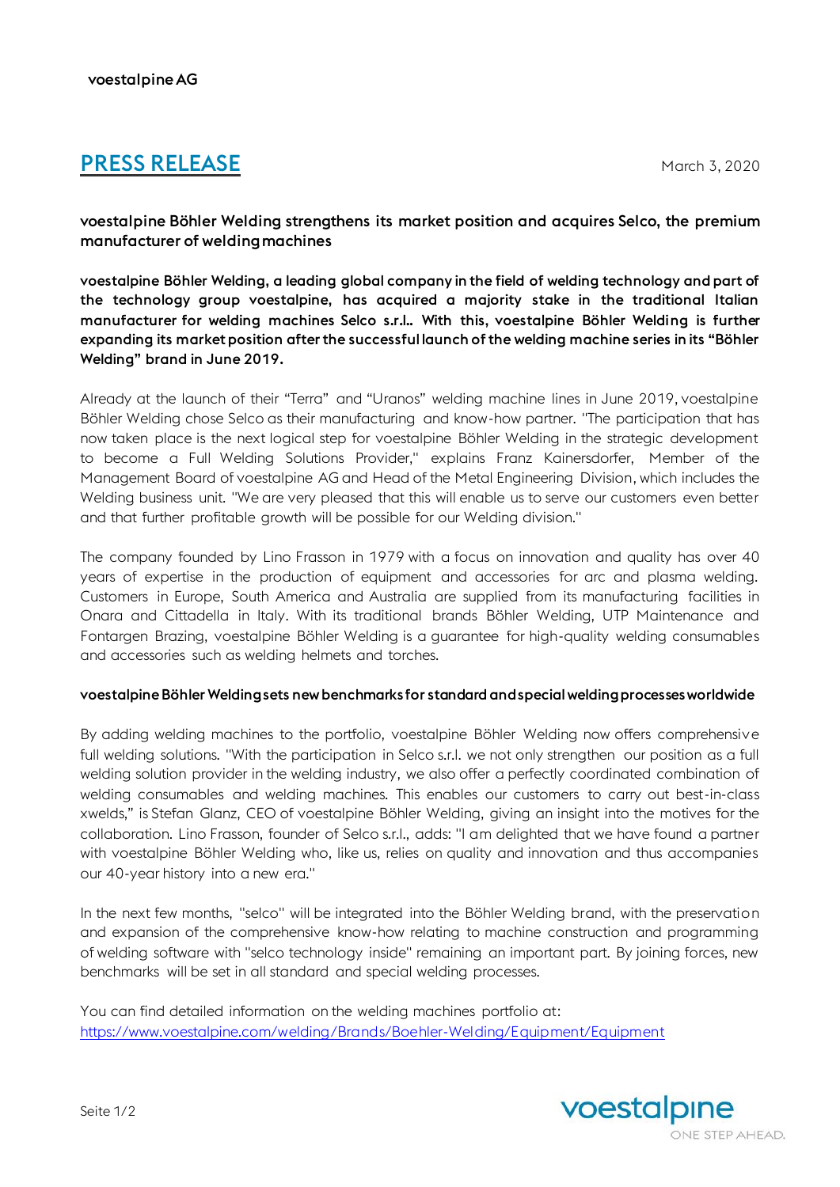voestalpine AG

# PRESS RELEASE

March 3, 2020

**voestalpine Böhler Welding strengthens its market position and acquires Selco, the premium manufacturer of welding machines**

**voestalpine Böhler Welding, a leading global company in the field of welding technology and part of the technology group voestalpine, has acquired a majority stake in the traditional Italian manufacturer for welding machines Selco s.r.l.. With this, voestalpine Böhler Welding is further expanding its market position after the successful launch of the welding machine series in its "Böhler Welding" brand in June 2019.**

Already at the launch of their "Terra" and "Uranos" welding machine lines in June 2019, voestalpine Böhler Welding chose Selco as their manufacturing and know-how partner. "The participation that has now taken place is the next logical step for voestalpine Böhler Welding in the strategic development to become a Full Welding Solutions Provider," explains Franz Kainersdorfer, Member of the Management Board of voestalpine AG and Head of the Metal Engineering Division, which includes the Welding business unit. "We are very pleased that this will enable us to serve our customers even better and that further profitable growth will be possible for our Welding division."

The company founded by Lino Frasson in 1979 with a focus on innovation and quality has over 40 years of expertise in the production of equipment and accessories for arc and plasma welding. Customers in Europe, South America and Australia are supplied from its manufacturing facilities in Onara and Cittadella in Italy. With its traditional brands Böhler Welding, UTP Maintenance and Fontargen Brazing, voestalpine Böhler Welding is a guarantee for high-quality welding consumables and accessories such as welding helmets and torches.

**voestalpine Böhler Welding sets new benchmarks for standard and special welding processes worldwide**

By adding welding machines to the portfolio, voestalpine Böhler Welding now offers comprehensive full welding solutions. "With the participation in Selco s.r.l. we not only strengthen our position as a full welding solution provider in the welding industry, we also offer a perfectly coordinated combination of welding consumables and welding machines. This enables our customers to carry out best-in-class xwelds," is Stefan Glanz, CEO of voestalpine Böhler Welding, giving an insight into the motives for the collaboration. Lino Frasson, founder of Selco s.r.l., adds: "I am delighted that we have found a partner with voestalpine Böhler Welding who, like us, relies on quality and innovation and thus accompanies our 40-year history into a new era."

In the next few months, "selco" will be integrated into the Böhler Welding brand, with the preservation and expansion of the comprehensive know-how relating to machine construction and programming of welding software with "selco technology inside" remaining an important part. By joining forces, new benchmarks will be set in all standard and special welding processes.

You can find detailed information on the welding machines portfolio at:
https://www.voestalpine.com/welding/Brands/Boehler-Welding/Equipment/Equipment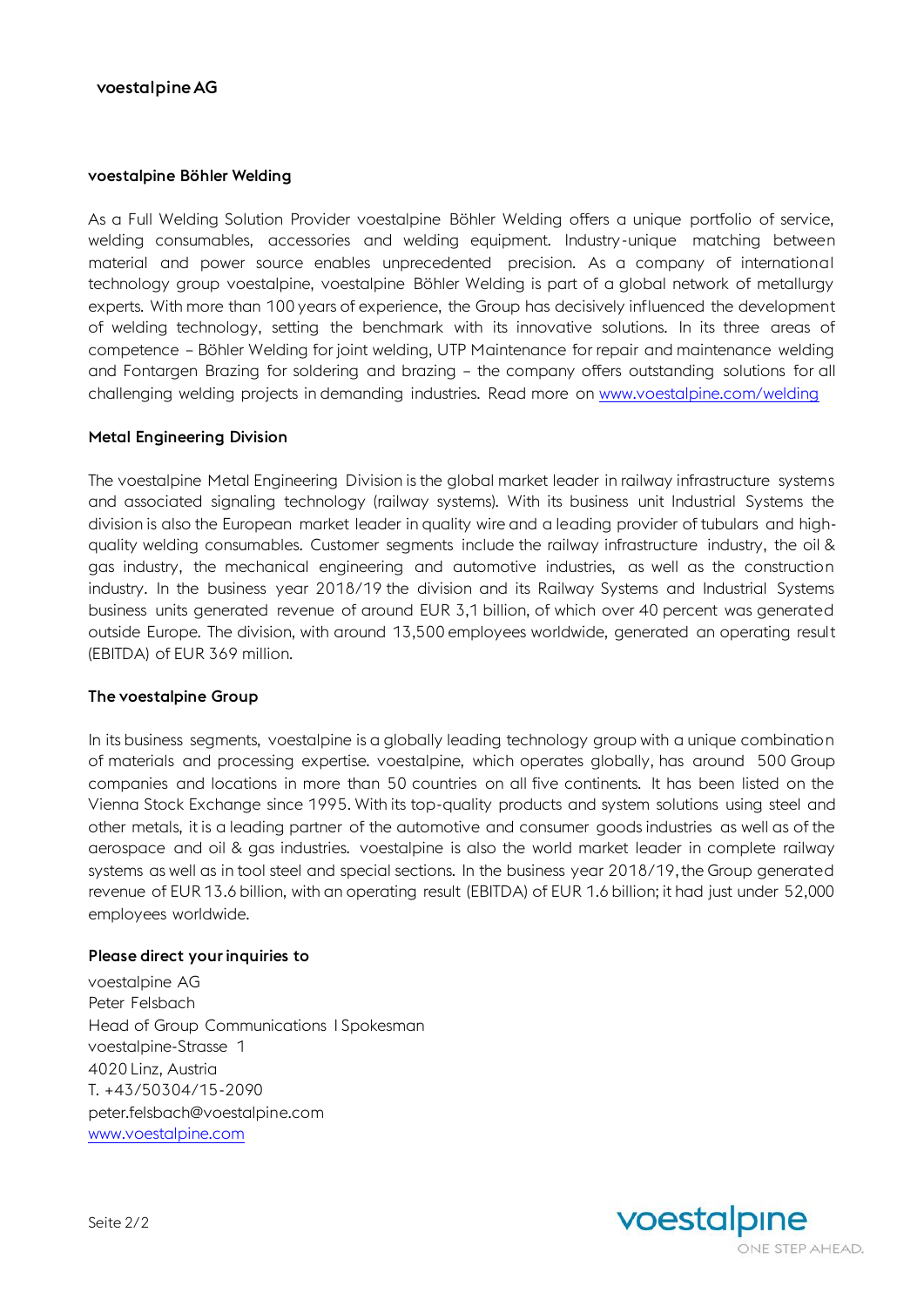### voestalpine Böhler Welding

As a Full Welding Solution Provider voestalpine Böhler Welding offers a unique portfolio of service, welding consumables, accessories and welding equipment. Industry-unique matching between material and power source enables unprecedented precision. As a company of international technology group voestalpine, voestalpine Böhler Welding is part of a global network of metallurgy experts. With more than 100 years of experience, the Group has decisively influenced the development of welding technology, setting the benchmark with its innovative solutions. In its three areas of competence – Böhler Welding for joint welding, UTP Maintenance for repair and maintenance welding and Fontargen Brazing for soldering and brazing – the company offers outstanding solutions for all challenging welding projects in demanding industries. Read more on [www.voestalpine.com/welding](http://www.voestalpine.com/welding)

### Metal Engineering Division

The voestalpine Metal Engineering Division is the global market leader in railway infrastructure systems and associated signaling technology (railway systems). With its business unit Industrial Systems the division is also the European market leader in quality wire and a leading provider of tubulars and high-quality welding consumables. Customer segments include the railway infrastructure industry, the oil & gas industry, the mechanical engineering and automotive industries, as well as the construction industry. In the business year 2018/19 the division and its Railway Systems and Industrial Systems business units generated revenue of around EUR 3,1 billion, of which over 40 percent was generated outside Europe. The division, with around 13,500 employees worldwide, generated an operating result (EBITDA) of EUR 369 million.

### The voestalpine Group

In its business segments, voestalpine is a globally leading technology group with a unique combination of materials and processing expertise. voestalpine, which operates globally, has around 500 Group companies and locations in more than 50 countries on all five continents. It has been listed on the Vienna Stock Exchange since 1995. With its top-quality products and system solutions using steel and other metals, it is a leading partner of the automotive and consumer goods industries as well as of the aerospace and oil & gas industries. voestalpine is also the world market leader in complete railway systems as well as in tool steel and special sections. In the business year 2018/19, the Group generated revenue of EUR 13.6 billion, with an operating result (EBITDA) of EUR 1.6 billion; it had just under 52,000 employees worldwide.

### Please direct your inquiries to

voestalpine AG
Peter Felsbach
Head of Group Communications | Spokesman
voestalpine-Strasse 1
4020 Linz, Austria
T. +43/50304/15-2090
peter.felsbach@voestalpine.com
[www.voestalpine.com](http://www.voestalpine.com)